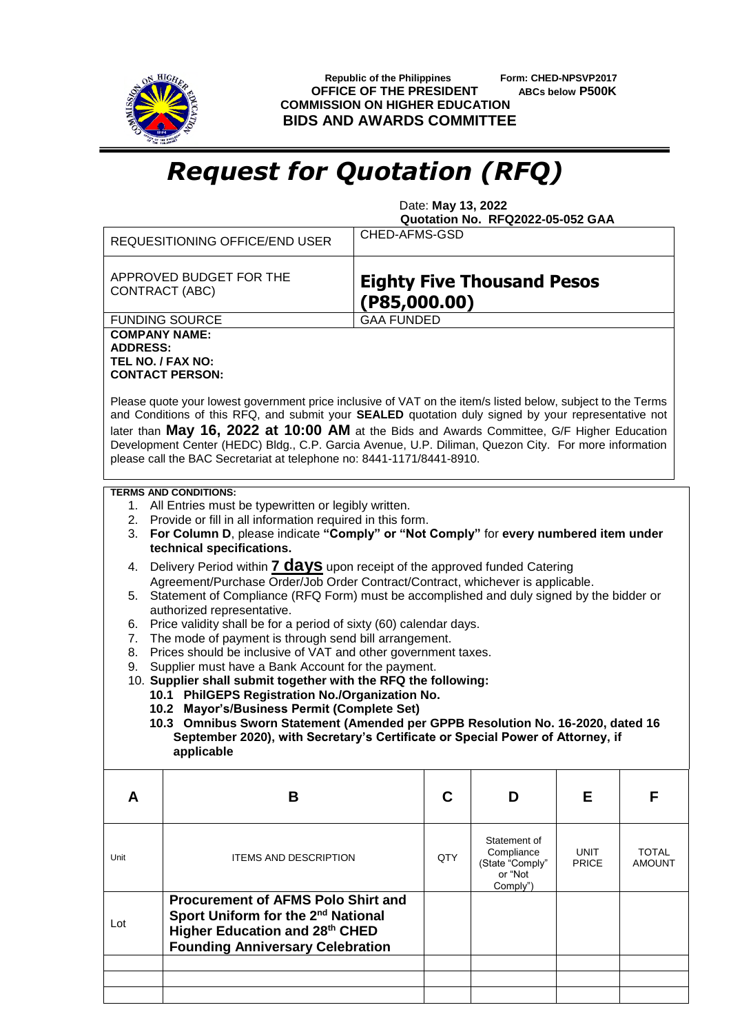Republic of the Philippines
**OFFICE OF THE PRESIDENT**
**COMMISSION ON HIGHER EDUCATION**
**BIDS AND AWARDS COMMITTEE**

**Form: CHED-NPSVP2017**
**ABCs below P500K**

# *Request for Quotation (RFQ)*

Date: **May 13, 2022**
**Quotation No. RFQ2022-05-052 GAA**

| | |
|---|---|
| REQUESITIONING OFFICE/END USER | CHED-AFMS-GSD |
| APPROVED BUDGET FOR THE CONTRACT (ABC) | **Eighty Five Thousand Pesos (P85,000.00)** |
| FUNDING SOURCE | GAA FUNDED |

**COMPANY NAME:**
**ADDRESS:**
**TEL NO. / FAX NO:**
**CONTACT PERSON:**

Please quote your lowest government price inclusive of VAT on the item/s listed below, subject to the Terms and Conditions of this RFQ, and submit your **SEALED** quotation duly signed by your representative not later than **May 16, 2022 at 10:00 AM** at the Bids and Awards Committee, G/F Higher Education Development Center (HEDC) Bldg., C.P. Garcia Avenue, U.P. Diliman, Quezon City. For more information please call the BAC Secretariat at telephone no: 8441-1171/8441-8910.

**TERMS AND CONDITIONS:**

1. All Entries must be typewritten or legibly written.
2. Provide or fill in all information required in this form.
3. **For Column D**, please indicate **"Comply" or "Not Comply"** for **every numbered item under technical specifications.**
4. Delivery Period within **7 days** upon receipt of the approved funded Catering Agreement/Purchase Order/Job Order Contract/Contract, whichever is applicable.
5. Statement of Compliance (RFQ Form) must be accomplished and duly signed by the bidder or authorized representative.
6. Price validity shall be for a period of sixty (60) calendar days.
7. The mode of payment is through send bill arrangement.
8. Prices should be inclusive of VAT and other government taxes.
9. Supplier must have a Bank Account for the payment.
10. **Supplier shall submit together with the RFQ the following:**
    - **10.1 PhilGEPS Registration No./Organization No.**
    - **10.2 Mayor's/Business Permit (Complete Set)**
    - **10.3 Omnibus Sworn Statement (Amended per GPPB Resolution No. 16-2020, dated 16 September 2020), with Secretary's Certificate or Special Power of Attorney, if applicable**

| A | B | C | D | E | F |
|---|---|---|---|---|---|
| Unit | ITEMS AND DESCRIPTION | QTY | Statement of Compliance (State "Comply" or "Not Comply") | UNIT PRICE | TOTAL AMOUNT |
| Lot | **Procurement of AFMS Polo Shirt and Sport Uniform for the 2nd National Higher Education and 28th CHED Founding Anniversary Celebration** | | | | |
| | | | | | |
| | | | | | |
| | | | | | |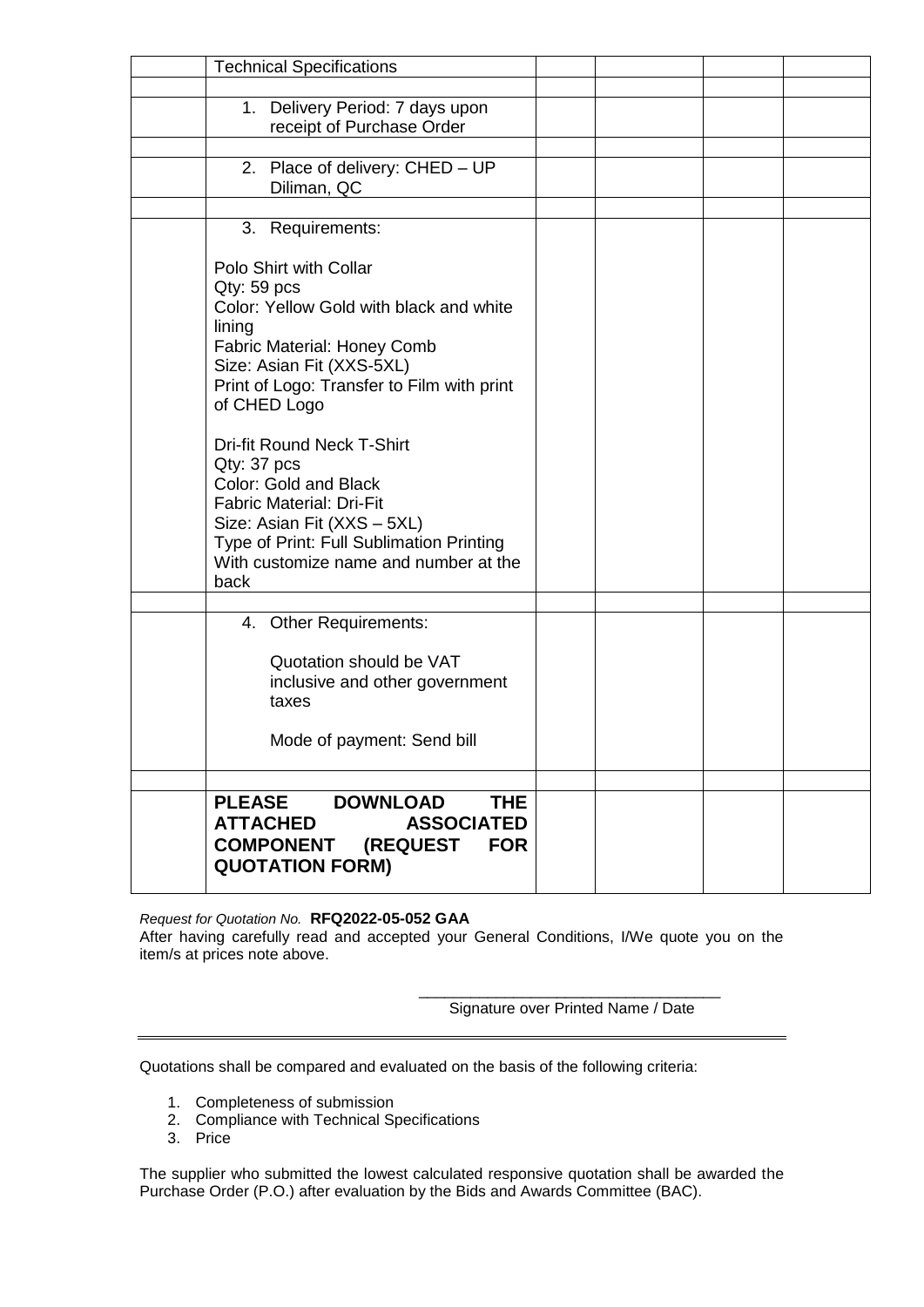|  | Technical Specifications |  |  |  |  |
|---|---|---|---|---|---|
|  |  |  |  |  |  |
|  | 1. Delivery Period: 7 days upon receipt of Purchase Order |  |  |  |  |
|  |  |  |  |  |  |
|  | 2. Place of delivery: CHED – UP Diliman, QC |  |  |  |  |
|  |  |  |  |  |  |
|  | 3. Requirements:<br><br>Polo Shirt with Collar<br>Qty: 59 pcs<br>Color: Yellow Gold with black and white lining<br>Fabric Material: Honey Comb<br>Size: Asian Fit (XXS-5XL)<br>Print of Logo: Transfer to Film with print of CHED Logo<br><br>Dri-fit Round Neck T-Shirt<br>Qty: 37 pcs<br>Color: Gold and Black<br>Fabric Material: Dri-Fit<br>Size: Asian Fit (XXS – 5XL)<br>Type of Print: Full Sublimation Printing<br>With customize name and number at the back |  |  |  |  |
|  |  |  |  |  |  |
|  | 4. Other Requirements:<br><br>Quotation should be VAT inclusive and other government taxes<br><br>Mode of payment: Send bill |  |  |  |  |
|  |  |  |  |  |  |
|  | **PLEASE DOWNLOAD THE ATTACHED ASSOCIATED COMPONENT (REQUEST FOR QUOTATION FORM)** |  |  |  |  |

*Request for Quotation No.* **RFQ2022-05-052 GAA**
After having carefully read and accepted your General Conditions, I/We quote you on the item/s at prices note above.

\_\_\_\_\_\_\_\_\_\_\_\_\_\_\_\_\_\_\_\_\_\_\_\_\_\_\_\_\_\_\_\_\_\_\_\_
Signature over Printed Name / Date

---

Quotations shall be compared and evaluated on the basis of the following criteria:

1. Completeness of submission
2. Compliance with Technical Specifications
3. Price

The supplier who submitted the lowest calculated responsive quotation shall be awarded the Purchase Order (P.O.) after evaluation by the Bids and Awards Committee (BAC).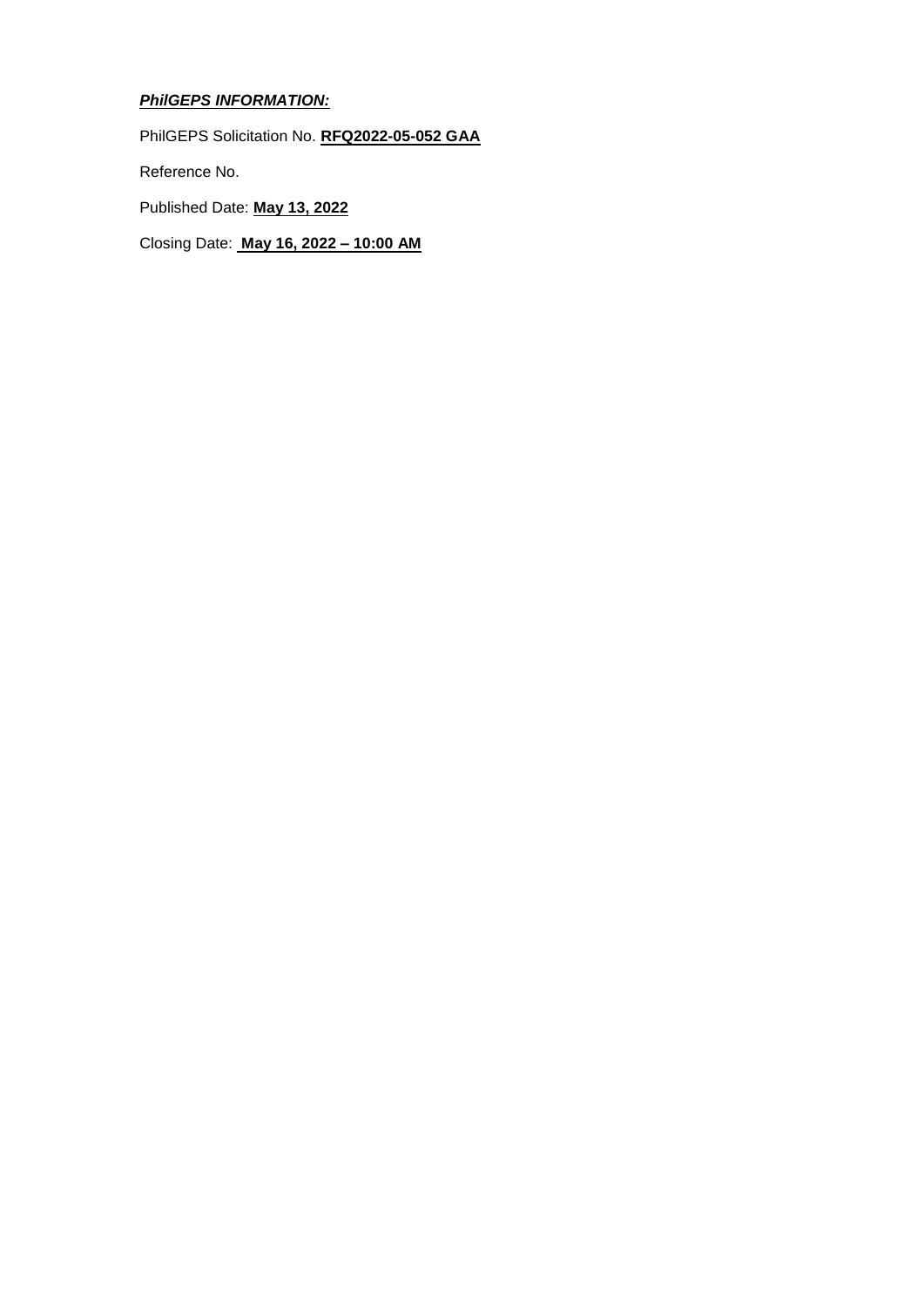***PhilGEPS INFORMATION:***

PhilGEPS Solicitation No. **RFQ2022-05-052 GAA**

Reference No.

Published Date: **May 13, 2022**

Closing Date: **May 16, 2022 – 10:00 AM**